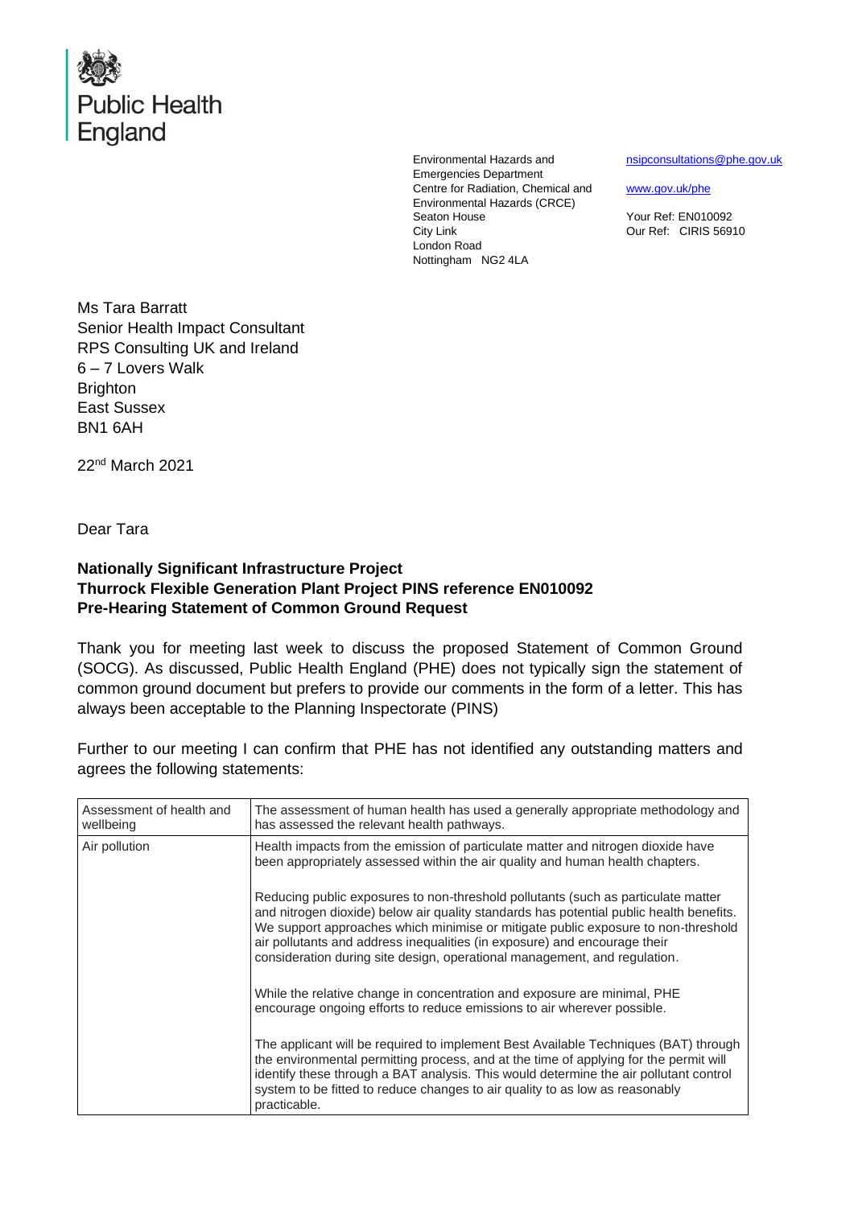Public Health England

Environmental Hazards and Emergencies Department
Centre for Radiation, Chemical and Environmental Hazards (CRCE)
Seaton House
City Link
London Road
Nottingham NG2 4LA

nsipconsultations@phe.gov.uk

www.gov.uk/phe

Your Ref: EN010092
Our Ref: CIRIS 56910

Ms Tara Barratt
Senior Health Impact Consultant
RPS Consulting UK and Ireland
6 – 7 Lovers Walk
Brighton
East Sussex
BN1 6AH

22nd March 2021

Dear Tara

**Nationally Significant Infrastructure Project**
**Thurrock Flexible Generation Plant Project PINS reference EN010092**
**Pre-Hearing Statement of Common Ground Request**

Thank you for meeting last week to discuss the proposed Statement of Common Ground (SOCG). As discussed, Public Health England (PHE) does not typically sign the statement of common ground document but prefers to provide our comments in the form of a letter. This has always been acceptable to the Planning Inspectorate (PINS)

Further to our meeting I can confirm that PHE has not identified any outstanding matters and agrees the following statements:

| | |
|---|---|
| Assessment of health and wellbeing | The assessment of human health has used a generally appropriate methodology and has assessed the relevant health pathways. |
| Air pollution | Health impacts from the emission of particulate matter and nitrogen dioxide have been appropriately assessed within the air quality and human health chapters.<br><br>Reducing public exposures to non-threshold pollutants (such as particulate matter and nitrogen dioxide) below air quality standards has potential public health benefits. We support approaches which minimise or mitigate public exposure to non-threshold air pollutants and address inequalities (in exposure) and encourage their consideration during site design, operational management, and regulation.<br><br>While the relative change in concentration and exposure are minimal, PHE encourage ongoing efforts to reduce emissions to air wherever possible.<br><br>The applicant will be required to implement Best Available Techniques (BAT) through the environmental permitting process, and at the time of applying for the permit will identify these through a BAT analysis. This would determine the air pollutant control system to be fitted to reduce changes to air quality to as low as reasonably practicable. |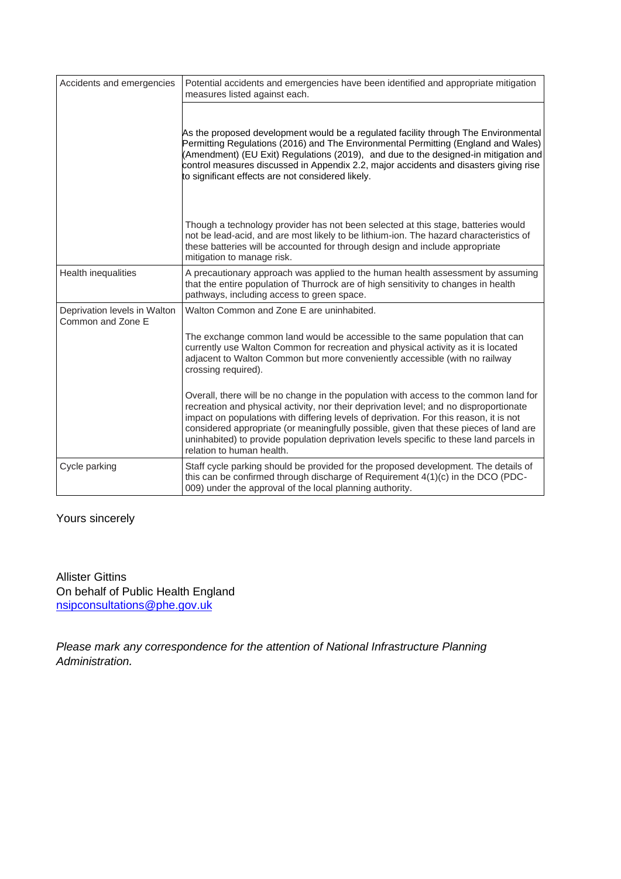| | |
|---|---|
| Accidents and emergencies | Potential accidents and emergencies have been identified and appropriate mitigation measures listed against each.<br><br>As the proposed development would be a regulated facility through The Environmental Permitting Regulations (2016) and The Environmental Permitting (England and Wales) (Amendment) (EU Exit) Regulations (2019), and due to the designed-in mitigation and control measures discussed in Appendix 2.2, major accidents and disasters giving rise to significant effects are not considered likely.<br><br>Though a technology provider has not been selected at this stage, batteries would not be lead-acid, and are most likely to be lithium-ion. The hazard characteristics of these batteries will be accounted for through design and include appropriate mitigation to manage risk. |
| Health inequalities | A precautionary approach was applied to the human health assessment by assuming that the entire population of Thurrock are of high sensitivity to changes in health pathways, including access to green space. |
| Deprivation levels in Walton Common and Zone E | Walton Common and Zone E are uninhabited.<br><br>The exchange common land would be accessible to the same population that can currently use Walton Common for recreation and physical activity as it is located adjacent to Walton Common but more conveniently accessible (with no railway crossing required).<br><br>Overall, there will be no change in the population with access to the common land for recreation and physical activity, nor their deprivation level; and no disproportionate impact on populations with differing levels of deprivation. For this reason, it is not considered appropriate (or meaningfully possible, given that these pieces of land are uninhabited) to provide population deprivation levels specific to these land parcels in relation to human health. |
| Cycle parking | Staff cycle parking should be provided for the proposed development. The details of this can be confirmed through discharge of Requirement 4(1)(c) in the DCO (PDC-009) under the approval of the local planning authority. |

Yours sincerely

Allister Gittins
On behalf of Public Health England
nsipconsultations@phe.gov.uk

*Please mark any correspondence for the attention of National Infrastructure Planning Administration.*